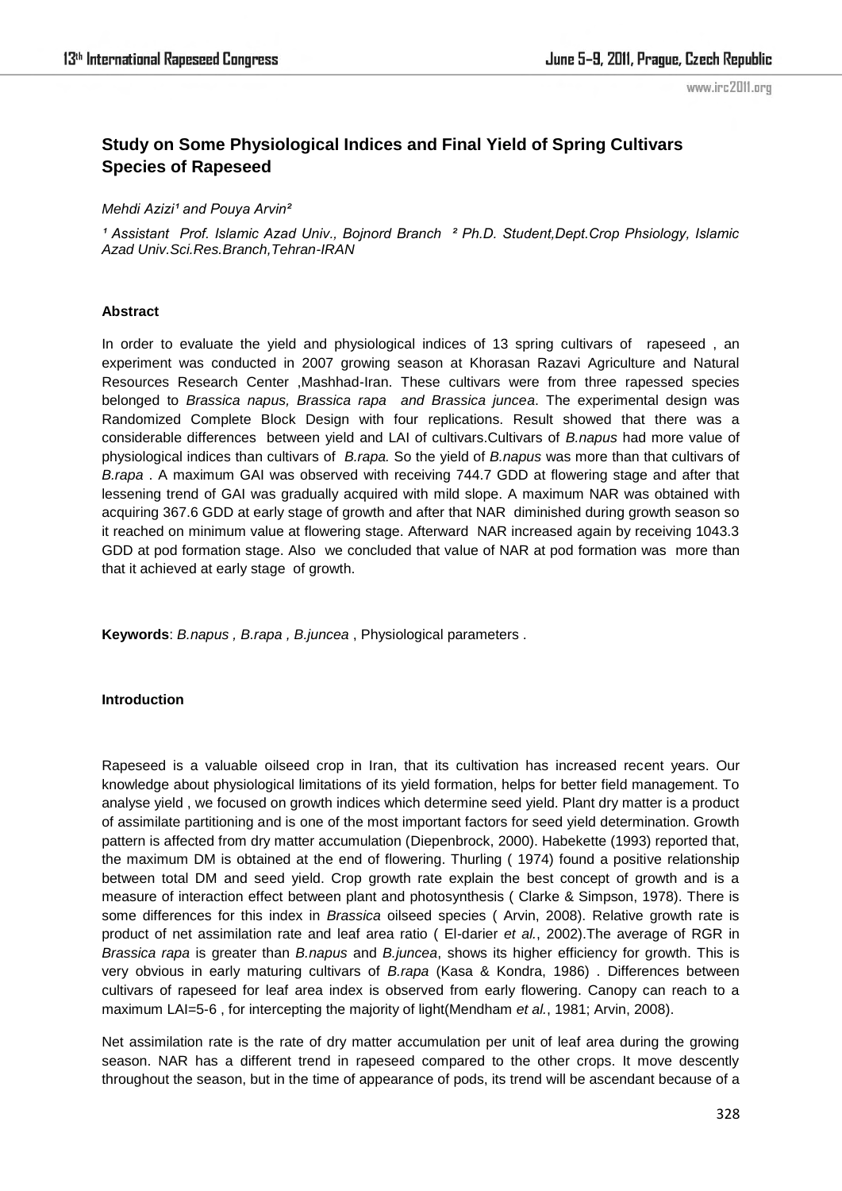## Study on Some Physiological Indices and Final Yield of Spring Cultivars Species of Rapeseed

*Mehdi Azizi[1] and Pouya Arvin[2]*

*[1] Assistant Prof. Islamic Azad Univ., Bojnord Branch [2] Ph.D. Student,Dept.Crop Phsiology, Islamic Azad Univ.Sci.Res.Branch,Tehran-IRAN*

### Abstract

In order to evaluate the yield and physiological indices of 13 spring cultivars of rapeseed , an experiment was conducted in 2007 growing season at Khorasan Razavi Agriculture and Natural Resources Research Center ,Mashhad-Iran. These cultivars were from three rapessed species belonged to *Brassica napus, Brassica rapa and Brassica juncea*. The experimental design was Randomized Complete Block Design with four replications. Result showed that there was a considerable differences between yield and LAI of cultivars.Cultivars of *B.napus* had more value of physiological indices than cultivars of *B.rapa.* So the yield of *B.napus* was more than that cultivars of *B.rapa* . A maximum GAI was observed with receiving 744.7 GDD at flowering stage and after that lessening trend of GAI was gradually acquired with mild slope. A maximum NAR was obtained with acquiring 367.6 GDD at early stage of growth and after that NAR diminished during growth season so it reached on minimum value at flowering stage. Afterward NAR increased again by receiving 1043.3 GDD at pod formation stage. Also we concluded that value of NAR at pod formation was more than that it achieved at early stage of growth.

**Keywords**: *B.napus , B.rapa , B.juncea* , Physiological parameters .

### Introduction

Rapeseed is a valuable oilseed crop in Iran, that its cultivation has increased recent years. Our knowledge about physiological limitations of its yield formation, helps for better field management. To analyse yield , we focused on growth indices which determine seed yield. Plant dry matter is a product of assimilate partitioning and is one of the most important factors for seed yield determination. Growth pattern is affected from dry matter accumulation (Diepenbrock, 2000). Habekette (1993) reported that, the maximum DM is obtained at the end of flowering. Thurling ( 1974) found a positive relationship between total DM and seed yield. Crop growth rate explain the best concept of growth and is a measure of interaction effect between plant and photosynthesis ( Clarke & Simpson, 1978). There is some differences for this index in *Brassica* oilseed species ( Arvin, 2008). Relative growth rate is product of net assimilation rate and leaf area ratio ( El-darier *et al.*, 2002).The average of RGR in *Brassica rapa* is greater than *B.napus* and *B.juncea*, shows its higher efficiency for growth. This is very obvious in early maturing cultivars of *B.rapa* (Kasa & Kondra, 1986) . Differences between cultivars of rapeseed for leaf area index is observed from early flowering. Canopy can reach to a maximum LAI=5-6 , for intercepting the majority of light(Mendham *et al.*, 1981; Arvin, 2008).

Net assimilation rate is the rate of dry matter accumulation per unit of leaf area during the growing season. NAR has a different trend in rapeseed compared to the other crops. It move descently throughout the season, but in the time of appearance of pods, its trend will be ascendant because of a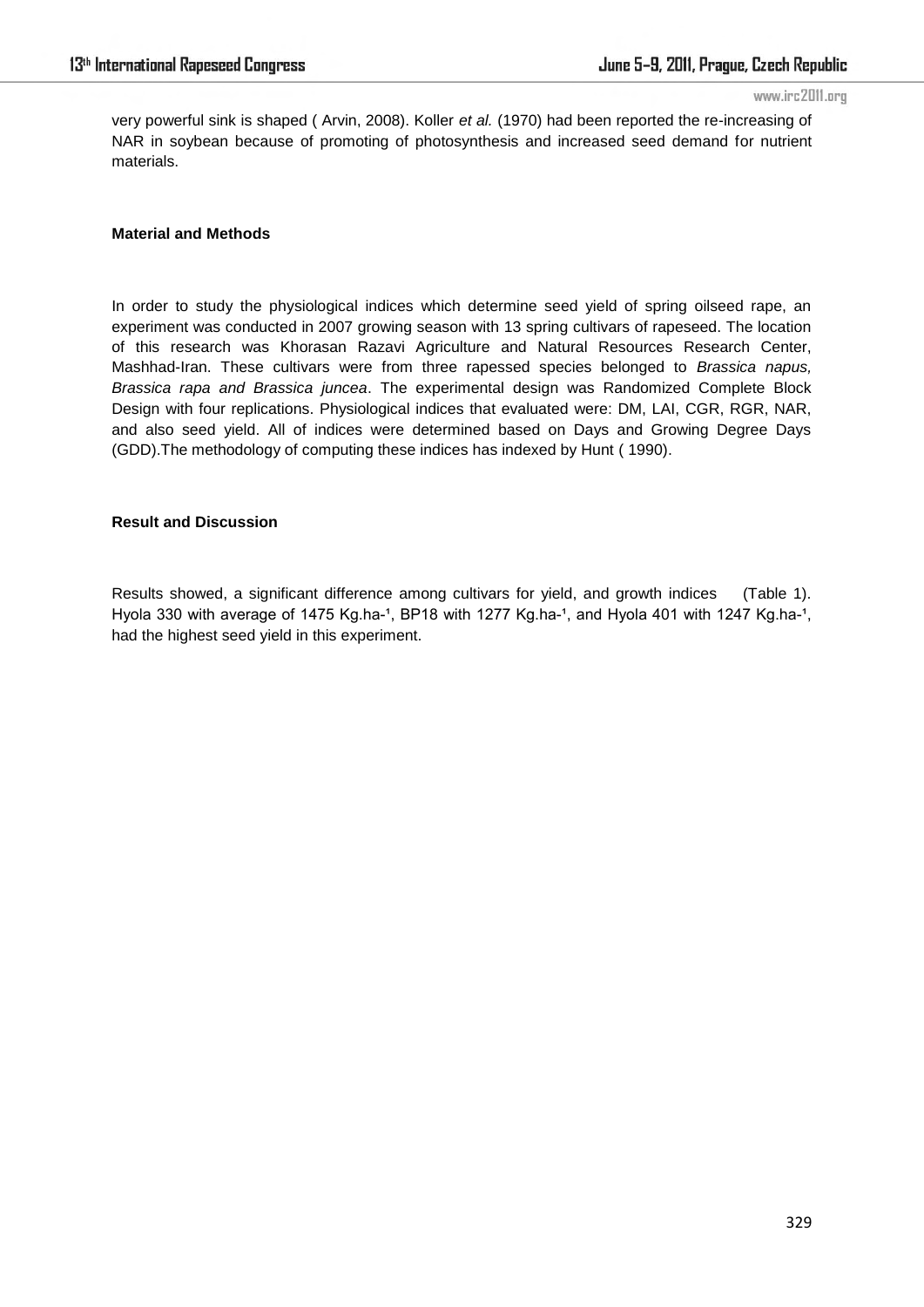very powerful sink is shaped ( Arvin, 2008). Koller *et al.* (1970) had been reported the re-increasing of NAR in soybean because of promoting of photosynthesis and increased seed demand for nutrient materials.

**Material and Methods**

In order to study the physiological indices which determine seed yield of spring oilseed rape, an experiment was conducted in 2007 growing season with 13 spring cultivars of rapeseed. The location of this research was Khorasan Razavi Agriculture and Natural Resources Research Center, Mashhad-Iran. These cultivars were from three rapessed species belonged to *Brassica napus, Brassica rapa and Brassica juncea*. The experimental design was Randomized Complete Block Design with four replications. Physiological indices that evaluated were: DM, LAI, CGR, RGR, NAR, and also seed yield. All of indices were determined based on Days and Growing Degree Days (GDD).The methodology of computing these indices has indexed by Hunt ( 1990).

**Result and Discussion**

Results showed, a significant difference among cultivars for yield, and growth indices (Table 1). Hyola 330 with average of 1475 $Kg.ha^{-1}$, BP18 with 1277 $Kg.ha^{-1}$, and Hyola 401 with 1247 $Kg.ha^{-1}$, had the highest seed yield in this experiment.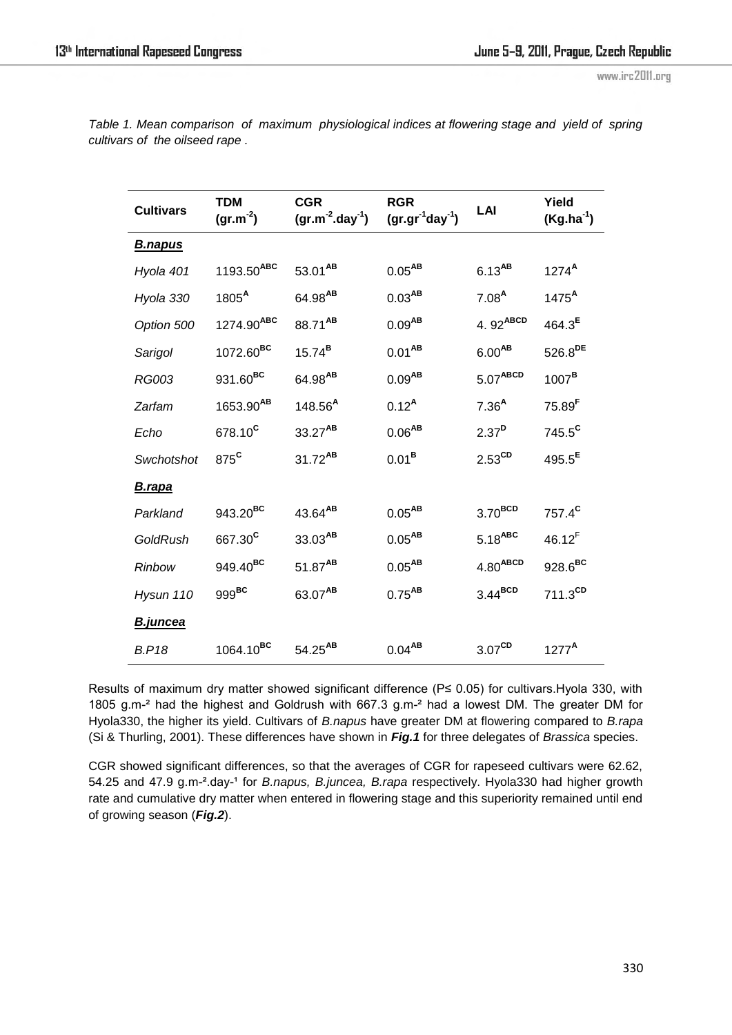*Table 1. Mean comparison of maximum physiological indices at flowering stage and yield of spring cultivars of the oilseed rape .*

| Cultivars | TDM ($gr.m^{-2}$) | CGR ($gr.m^{-2}.day^{-1}$) | RGR ($gr.gr^{-1}day^{-1}$) | LAI | Yield ($Kg.ha^{-1}$) |
|---|---|---|---|---|---|
| ***B.napus*** | | | | | |
| *Hyola 401* | 1193.50$^{ABC}$ | 53.01$^{AB}$ | 0.05$^{AB}$ | 6.13$^{AB}$ | 1274$^{A}$ |
| *Hyola 330* | 1805$^{A}$ | 64.98$^{AB}$ | 0.03$^{AB}$ | 7.08$^{A}$ | 1475$^{A}$ |
| *Option 500* | 1274.90$^{ABC}$ | 88.71$^{AB}$ | 0.09$^{AB}$ | 4. 92$^{ABCD}$ | 464.3$^{E}$ |
| *Sarigol* | 1072.60$^{BC}$ | 15.74$^{B}$ | 0.01$^{AB}$ | 6.00$^{AB}$ | 526.8$^{DE}$ |
| *RG003* | 931.60$^{BC}$ | 64.98$^{AB}$ | 0.09$^{AB}$ | 5.07$^{ABCD}$ | 1007$^{B}$ |
| *Zarfam* | 1653.90$^{AB}$ | 148.56$^{A}$ | 0.12$^{A}$ | 7.36$^{A}$ | 75.89$^{F}$ |
| *Echo* | 678.10$^{C}$ | 33.27$^{AB}$ | 0.06$^{AB}$ | 2.37$^{D}$ | 745.5$^{C}$ |
| *Swchotshot* | 875$^{C}$ | 31.72$^{AB}$ | 0.01$^{B}$ | 2.53$^{CD}$ | 495.5$^{E}$ |
| ***B.rapa*** | | | | | |
| *Parkland* | 943.20$^{BC}$ | 43.64$^{AB}$ | 0.05$^{AB}$ | 3.70$^{BCD}$ | 757.4$^{C}$ |
| *GoldRush* | 667.30$^{C}$ | 33.03$^{AB}$ | 0.05$^{AB}$ | 5.18$^{ABC}$ | 46.12$^{F}$ |
| *Rinbow* | 949.40$^{BC}$ | 51.87$^{AB}$ | 0.05$^{AB}$ | 4.80$^{ABCD}$ | 928.6$^{BC}$ |
| *Hysun 110* | 999$^{BC}$ | 63.07$^{AB}$ | 0.75$^{AB}$ | 3.44$^{BCD}$ | 711.3$^{CD}$ |
| ***B.juncea*** | | | | | |
| *B.P18* | 1064.10$^{BC}$ | 54.25$^{AB}$ | 0.04$^{AB}$ | 3.07$^{CD}$ | 1277$^{A}$ |

Results of maximum dry matter showed significant difference ($P \leq 0.05$) for cultivars.Hyola 330, with 1805 $g.m^{-2}$ had the highest and Goldrush with 667.3 $g.m^{-2}$ had a lowest DM. The greater DM for Hyola330, the higher its yield. Cultivars of *B.napus* have greater DM at flowering compared to *B.rapa* (Si & Thurling, 2001). These differences have shown in ***Fig.1*** for three delegates of *Brassica* species.

CGR showed significant differences, so that the averages of CGR for rapeseed cultivars were 62.62, 54.25 and 47.9 $g.m^{-2}.day^{-1}$ for *B.napus, B.juncea, B.rapa* respectively. Hyola330 had higher growth rate and cumulative dry matter when entered in flowering stage and this superiority remained until end of growing season (***Fig.2***).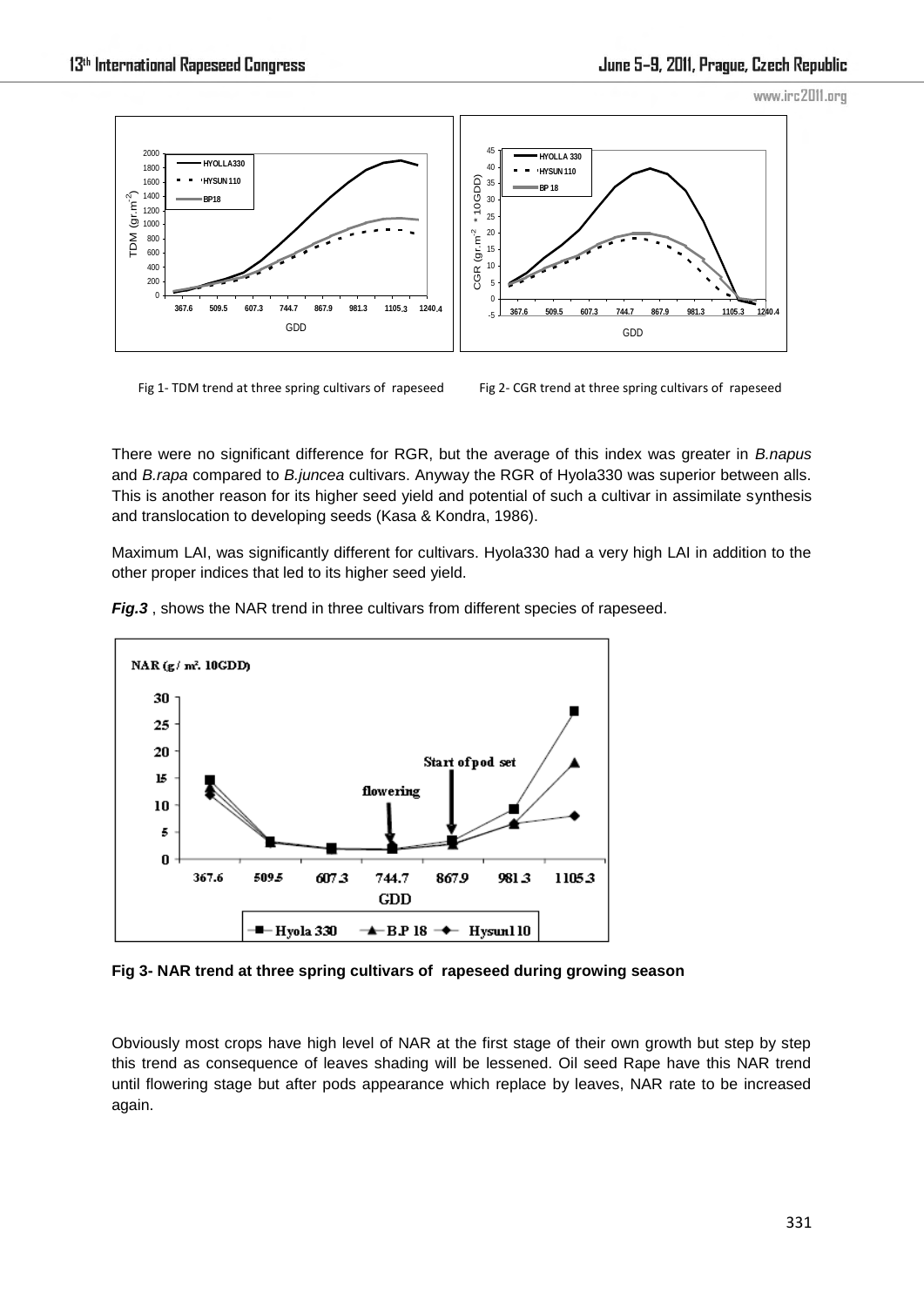Fig 1- TDM trend at three spring cultivars of rapeseed

Fig 2- CGR trend at three spring cultivars of rapeseed

There were no significant difference for RGR, but the average of this index was greater in *B.napus* and *B.rapa* compared to *B.juncea* cultivars. Anyway the RGR of Hyola330 was superior between alls. This is another reason for its higher seed yield and potential of such a cultivar in assimilate synthesis and translocation to developing seeds (Kasa & Kondra, 1986).

Maximum LAI, was significantly different for cultivars. Hyola330 had a very high LAI in addition to the other proper indices that led to its higher seed yield.

***Fig.3*** , shows the NAR trend in three cultivars from different species of rapeseed.

**Fig 3- NAR trend at three spring cultivars of rapeseed during growing season**

Obviously most crops have high level of NAR at the first stage of their own growth but step by step this trend as consequence of leaves shading will be lessened. Oil seed Rape have this NAR trend until flowering stage but after pods appearance which replace by leaves, NAR rate to be increased again.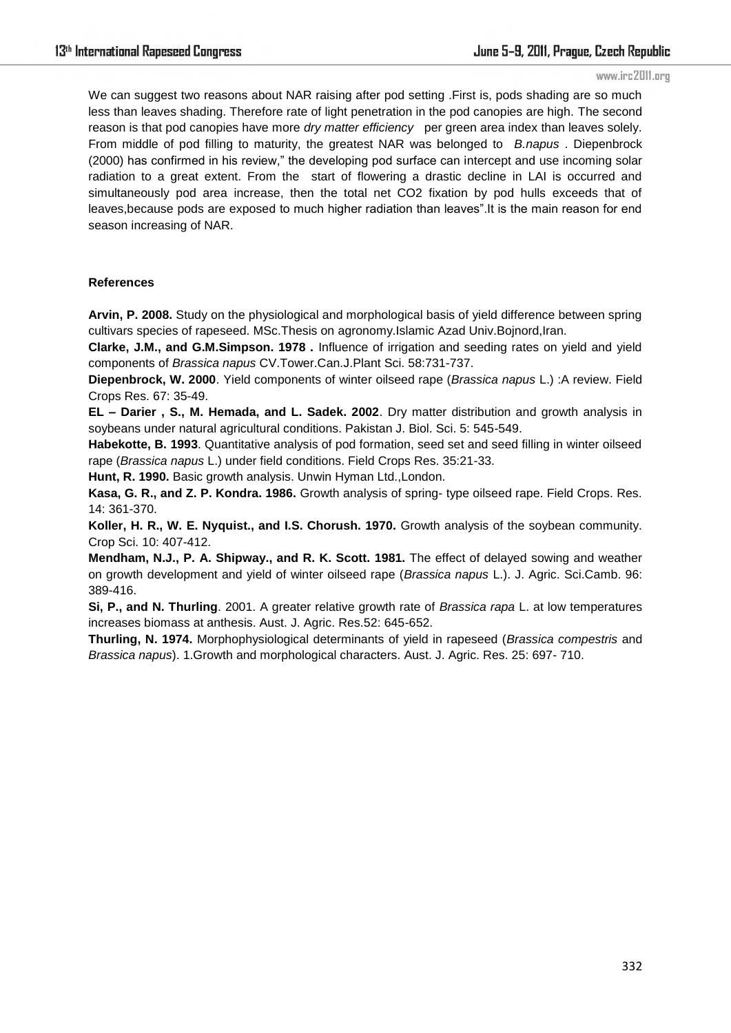We can suggest two reasons about NAR raising after pod setting .First is, pods shading are so much less than leaves shading. Therefore rate of light penetration in the pod canopies are high. The second reason is that pod canopies have more *dry matter efficiency* per green area index than leaves solely. From middle of pod filling to maturity, the greatest NAR was belonged to *B.napus* . Diepenbrock (2000) has confirmed in his review," the developing pod surface can intercept and use incoming solar radiation to a great extent. From the start of flowering a drastic decline in LAI is occurred and simultaneously pod area increase, then the total net $CO_2$ fixation by pod hulls exceeds that of leaves,because pods are exposed to much higher radiation than leaves".It is the main reason for end season increasing of NAR.

## References

**Arvin, P. 2008.** Study on the physiological and morphological basis of yield difference between spring cultivars species of rapeseed. MSc.Thesis on agronomy.Islamic Azad Univ.Bojnord,Iran.

**Clarke, J.M., and G.M.Simpson. 1978 .** Influence of irrigation and seeding rates on yield and yield components of *Brassica napus* CV.Tower.Can.J.Plant Sci. 58:731-737.

**Diepenbrock, W. 2000**. Yield components of winter oilseed rape (*Brassica napus* L.) :A review. Field Crops Res. 67: 35-49.

**EL – Darier , S., M. Hemada, and L. Sadek. 2002**. Dry matter distribution and growth analysis in soybeans under natural agricultural conditions. Pakistan J. Biol. Sci. 5: 545-549.

**Habekotte, B. 1993**. Quantitative analysis of pod formation, seed set and seed filling in winter oilseed rape (*Brassica napus* L.) under field conditions. Field Crops Res. 35:21-33.

**Hunt, R. 1990.** Basic growth analysis. Unwin Hyman Ltd.,London.

**Kasa, G. R., and Z. P. Kondra. 1986.** Growth analysis of spring- type oilseed rape. Field Crops. Res. 14: 361-370.

**Koller, H. R., W. E. Nyquist., and I.S. Chorush. 1970.** Growth analysis of the soybean community. Crop Sci. 10: 407-412.

**Mendham, N.J., P. A. Shipway., and R. K. Scott. 1981.** The effect of delayed sowing and weather on growth development and yield of winter oilseed rape (*Brassica napus* L.). J. Agric. Sci.Camb. 96: 389-416.

**Si, P., and N. Thurling**. 2001. A greater relative growth rate of *Brassica rapa* L. at low temperatures increases biomass at anthesis. Aust. J. Agric. Res.52: 645-652.

**Thurling, N. 1974.** Morphophysiological determinants of yield in rapeseed (*Brassica compestris* and *Brassica napus*). 1.Growth and morphological characters. Aust. J. Agric. Res. 25: 697- 710.